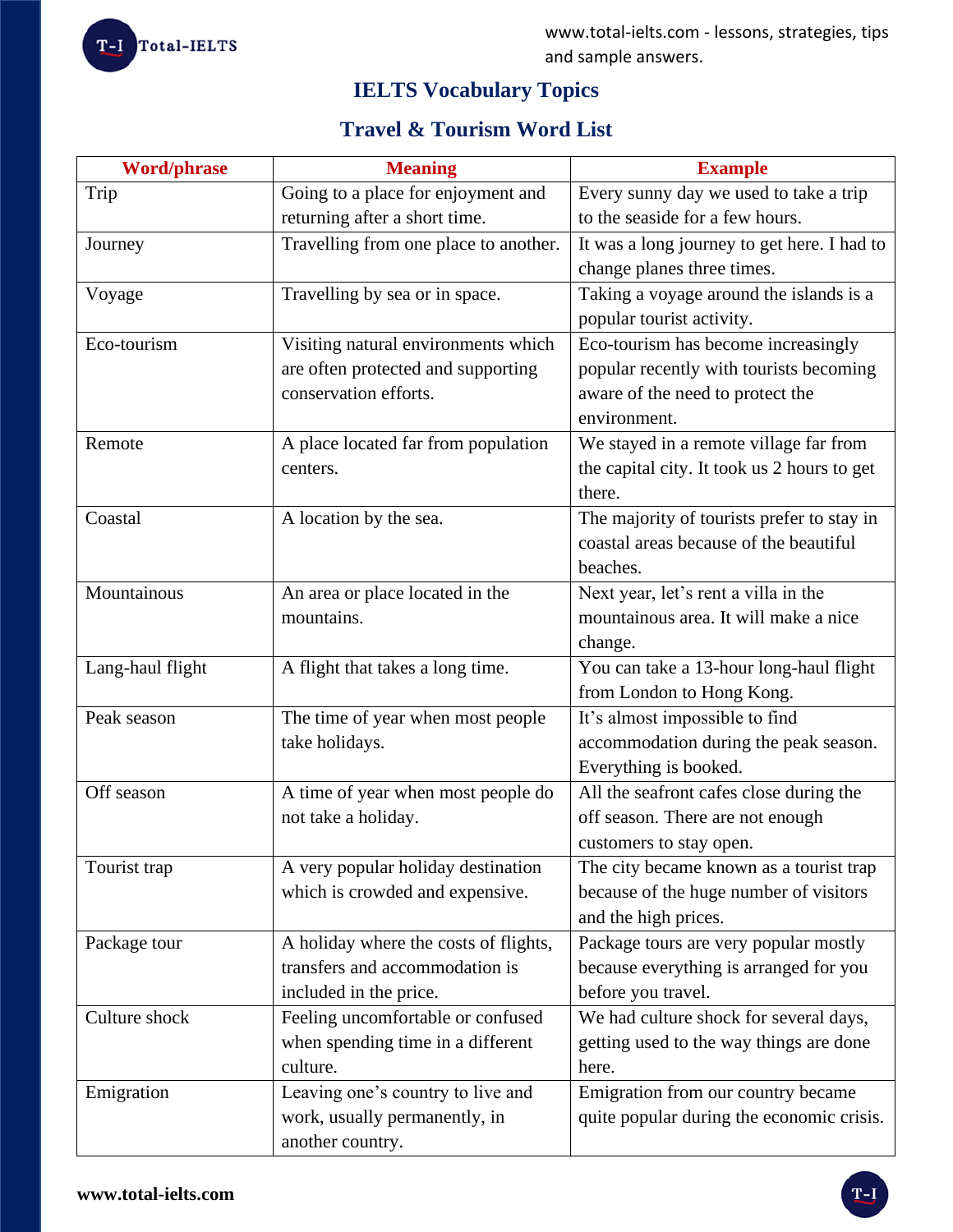# IELTS Vocabulary Topics

## Travel & Tourism Word List

| Word/phrase | Meaning | Example |
|---|---|---|
| Trip | Going to a place for enjoyment and returning after a short time. | Every sunny day we used to take a trip to the seaside for a few hours. |
| Journey | Travelling from one place to another. | It was a long journey to get here. I had to change planes three times. |
| Voyage | Travelling by sea or in space. | Taking a voyage around the islands is a popular tourist activity. |
| Eco-tourism | Visiting natural environments which are often protected and supporting conservation efforts. | Eco-tourism has become increasingly popular recently with tourists becoming aware of the need to protect the environment. |
| Remote | A place located far from population centers. | We stayed in a remote village far from the capital city. It took us 2 hours to get there. |
| Coastal | A location by the sea. | The majority of tourists prefer to stay in coastal areas because of the beautiful beaches. |
| Mountainous | An area or place located in the mountains. | Next year, let's rent a villa in the mountainous area. It will make a nice change. |
| Lang-haul flight | A flight that takes a long time. | You can take a 13-hour long-haul flight from London to Hong Kong. |
| Peak season | The time of year when most people take holidays. | It's almost impossible to find accommodation during the peak season. Everything is booked. |
| Off season | A time of year when most people do not take a holiday. | All the seafront cafes close during the off season. There are not enough customers to stay open. |
| Tourist trap | A very popular holiday destination which is crowded and expensive. | The city became known as a tourist trap because of the huge number of visitors and the high prices. |
| Package tour | A holiday where the costs of flights, transfers and accommodation is included in the price. | Package tours are very popular mostly because everything is arranged for you before you travel. |
| Culture shock | Feeling uncomfortable or confused when spending time in a different culture. | We had culture shock for several days, getting used to the way things are done here. |
| Emigration | Leaving one's country to live and work, usually permanently, in another country. | Emigration from our country became quite popular during the economic crisis. |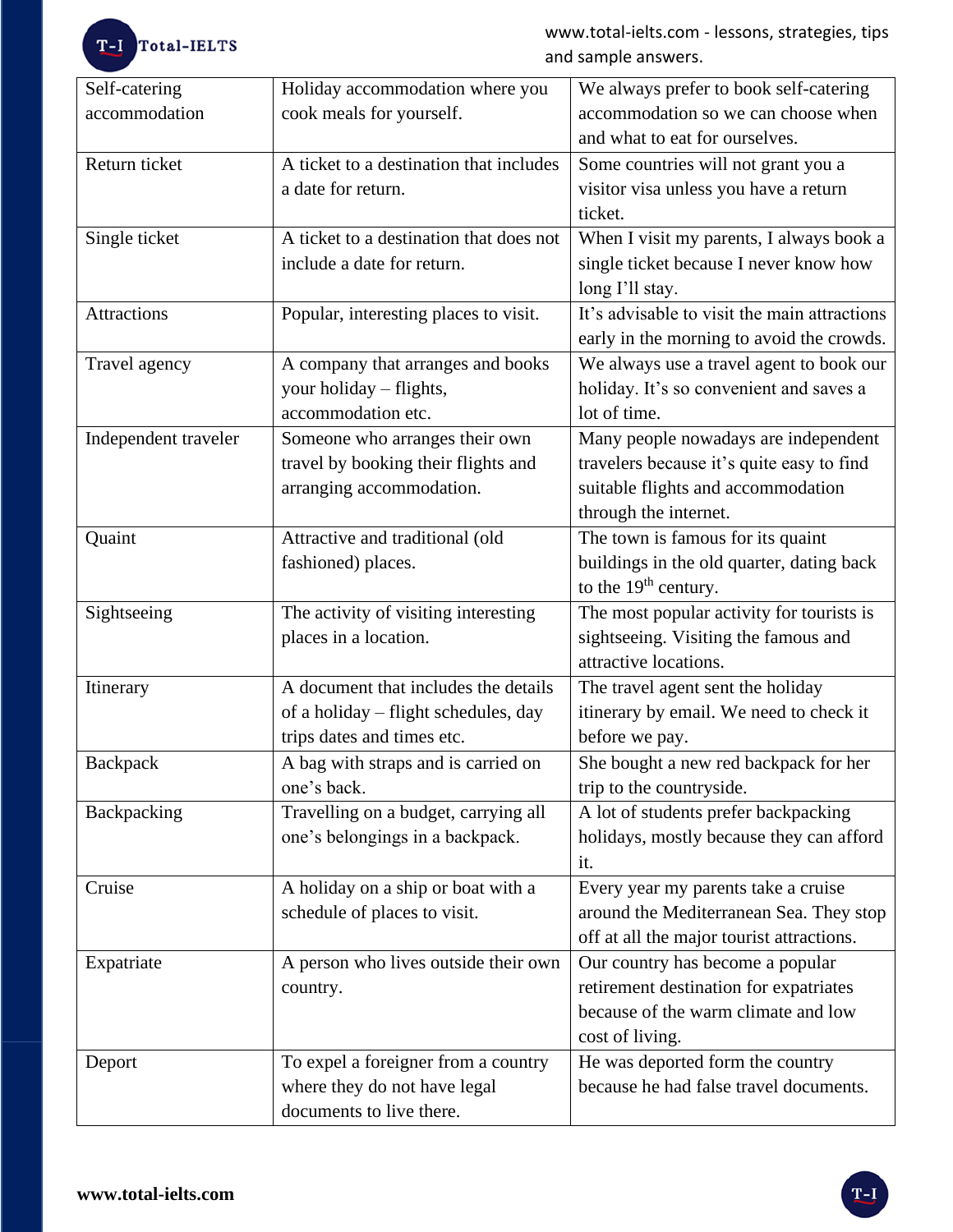| Self-catering accommodation | Holiday accommodation where you cook meals for yourself. | We always prefer to book self-catering accommodation so we can choose when and what to eat for ourselves. |
|---|---|---|
| Return ticket | A ticket to a destination that includes a date for return. | Some countries will not grant you a visitor visa unless you have a return ticket. |
| Single ticket | A ticket to a destination that does not include a date for return. | When I visit my parents, I always book a single ticket because I never know how long I'll stay. |
| Attractions | Popular, interesting places to visit. | It's advisable to visit the main attractions early in the morning to avoid the crowds. |
| Travel agency | A company that arranges and books your holiday – flights, accommodation etc. | We always use a travel agent to book our holiday. It's so convenient and saves a lot of time. |
| Independent traveler | Someone who arranges their own travel by booking their flights and arranging accommodation. | Many people nowadays are independent travelers because it's quite easy to find suitable flights and accommodation through the internet. |
| Quaint | Attractive and traditional (old fashioned) places. | The town is famous for its quaint buildings in the old quarter, dating back to the 19th century. |
| Sightseeing | The activity of visiting interesting places in a location. | The most popular activity for tourists is sightseeing. Visiting the famous and attractive locations. |
| Itinerary | A document that includes the details of a holiday – flight schedules, day trips dates and times etc. | The travel agent sent the holiday itinerary by email. We need to check it before we pay. |
| Backpack | A bag with straps and is carried on one's back. | She bought a new red backpack for her trip to the countryside. |
| Backpacking | Travelling on a budget, carrying all one's belongings in a backpack. | A lot of students prefer backpacking holidays, mostly because they can afford it. |
| Cruise | A holiday on a ship or boat with a schedule of places to visit. | Every year my parents take a cruise around the Mediterranean Sea. They stop off at all the major tourist attractions. |
| Expatriate | A person who lives outside their own country. | Our country has become a popular retirement destination for expatriates because of the warm climate and low cost of living. |
| Deport | To expel a foreigner from a country where they do not have legal documents to live there. | He was deported form the country because he had false travel documents. |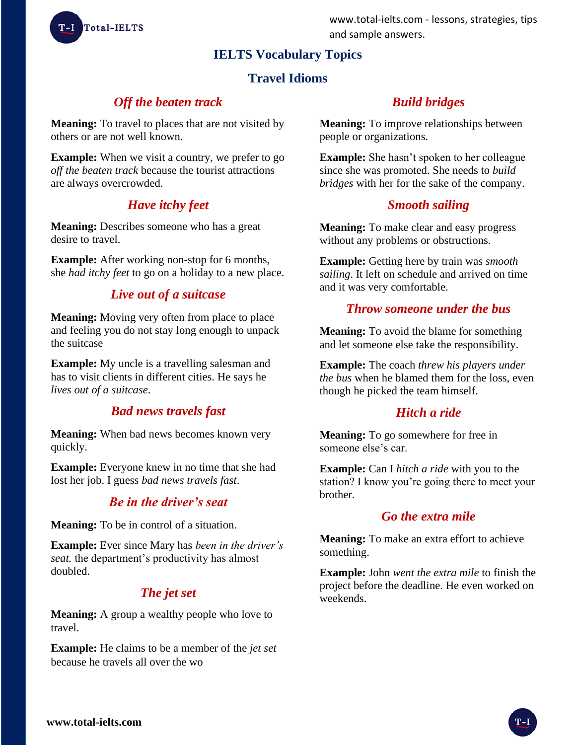# IELTS Vocabulary Topics

## Travel Idioms

### *Off the beaten track*

**Meaning:** To travel to places that are not visited by others or are not well known.

**Example:** When we visit a country, we prefer to go *off the beaten track* because the tourist attractions are always overcrowded.

### *Have itchy feet*

**Meaning:** Describes someone who has a great desire to travel.

**Example:** After working non-stop for 6 months, she *had itchy feet* to go on a holiday to a new place.

### *Live out of a suitcase*

**Meaning:** Moving very often from place to place and feeling you do not stay long enough to unpack the suitcase

**Example:** My uncle is a travelling salesman and has to visit clients in different cities. He says he *lives out of a suitcase*.

### *Bad news travels fast*

**Meaning:** When bad news becomes known very quickly.

**Example:** Everyone knew in no time that she had lost her job. I guess *bad news travels fast*.

### *Be in the driver's seat*

**Meaning:** To be in control of a situation.

**Example:** Ever since Mary has *been in the driver's seat.* the department's productivity has almost doubled.

### *The jet set*

**Meaning:** A group a wealthy people who love to travel.

**Example:** He claims to be a member of the *jet set* because he travels all over the wo

### *Build bridges*

**Meaning:** To improve relationships between people or organizations.

**Example:** She hasn't spoken to her colleague since she was promoted. She needs to *build bridges* with her for the sake of the company.

### *Smooth sailing*

**Meaning:** To make clear and easy progress without any problems or obstructions.

**Example:** Getting here by train was *smooth sailing*. It left on schedule and arrived on time and it was very comfortable.

### *Throw someone under the bus*

**Meaning:** To avoid the blame for something and let someone else take the responsibility.

**Example:** The coach *threw his players under the bus* when he blamed them for the loss, even though he picked the team himself.

### *Hitch a ride*

**Meaning:** To go somewhere for free in someone else's car.

**Example:** Can I *hitch a ride* with you to the station? I know you're going there to meet your brother.

### *Go the extra mile*

**Meaning:** To make an extra effort to achieve something.

**Example:** John *went the extra mile* to finish the project before the deadline. He even worked on weekends.